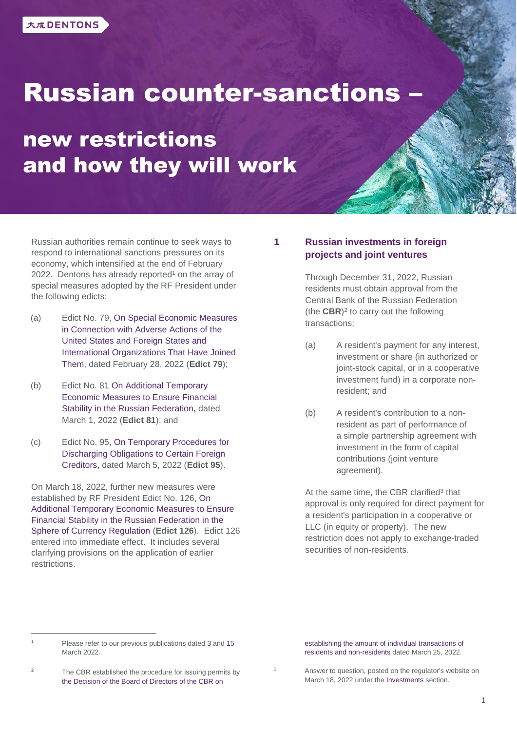大成 DENTONS

# Russian counter-sanctions – new restrictions and how they will work

Russian authorities remain continue to seek ways to respond to international sanctions pressures on its economy, which intensified at the end of February 2022. Dentons has already reported[1] on the array of special measures adopted by the RF President under the following edicts:

(a) Edict No. 79, On Special Economic Measures in Connection with Adverse Actions of the United States and Foreign States and International Organizations That Have Joined Them, dated February 28, 2022 (**Edict 79**);

(b) Edict No. 81 On Additional Temporary Economic Measures to Ensure Financial Stability in the Russian Federation, dated March 1, 2022 (**Edict 81**); and

(c) Edict No. 95, On Temporary Procedures for Discharging Obligations to Certain Foreign Creditors, dated March 5, 2022 (**Edict 95**).

On March 18, 2022, further new measures were established by RF President Edict No. 126, On Additional Temporary Economic Measures to Ensure Financial Stability in the Russian Federation in the Sphere of Currency Regulation (**Edict 126**). Edict 126 entered into immediate effect. It includes several clarifying provisions on the application of earlier restrictions.

## 1 Russian investments in foreign projects and joint ventures

Through December 31, 2022, Russian residents must obtain approval from the Central Bank of the Russian Federation (the **CBR**)[2] to carry out the following transactions:

(a) A resident's payment for any interest, investment or share (in authorized or joint-stock capital, or in a cooperative investment fund) in a corporate non-resident; and

(b) A resident's contribution to a non-resident as part of performance of a simple partnership agreement with investment in the form of capital contributions (joint venture agreement).

At the same time, the CBR clarified[3] that approval is only required for direct payment for a resident's participation in a cooperative or LLC (in equity or property). The new restriction does not apply to exchange-traded securities of non-residents.

---

[1] Please refer to our previous publications dated 3 and 15 March 2022.

[2] The CBR established the procedure for issuing permits by the Decision of the Board of Directors of the CBR on establishing the amount of individual transactions of residents and non-residents dated March 25, 2022.

[3] Answer to question, posted on the regulator's website on March 18, 2022 under the Investments section.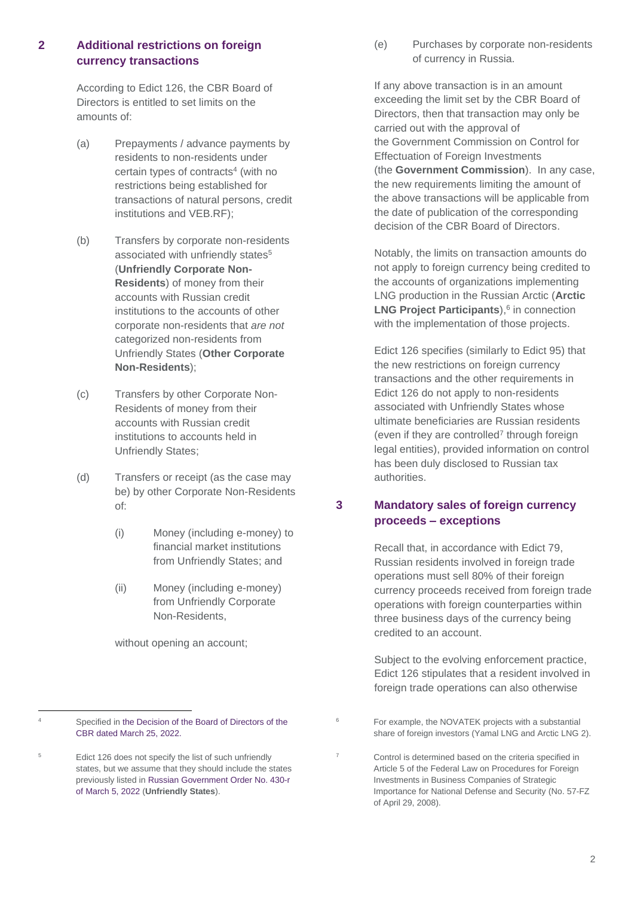## 2 Additional restrictions on foreign currency transactions

According to Edict 126, the CBR Board of Directors is entitled to set limits on the amounts of:

(a) Prepayments / advance payments by residents to non-residents under certain types of contracts[4] (with no restrictions being established for transactions of natural persons, credit institutions and VEB.RF);

(b) Transfers by corporate non-residents associated with unfriendly states[5] (**Unfriendly Corporate Non-Residents**) of money from their accounts with Russian credit institutions to the accounts of other corporate non-residents that *are not* categorized non-residents from Unfriendly States (**Other Corporate Non-Residents**);

(c) Transfers by other Corporate Non-Residents of money from their accounts with Russian credit institutions to accounts held in Unfriendly States;

(d) Transfers or receipt (as the case may be) by other Corporate Non-Residents of:

  (i) Money (including e-money) to financial market institutions from Unfriendly States; and

  (ii) Money (including e-money) from Unfriendly Corporate Non-Residents,

  without opening an account;

(e) Purchases by corporate non-residents of currency in Russia.

If any above transaction is in an amount exceeding the limit set by the CBR Board of Directors, then that transaction may only be carried out with the approval of the Government Commission on Control for Effectuation of Foreign Investments (the **Government Commission**). In any case, the new requirements limiting the amount of the above transactions will be applicable from the date of publication of the corresponding decision of the CBR Board of Directors.

Notably, the limits on transaction amounts do not apply to foreign currency being credited to the accounts of organizations implementing LNG production in the Russian Arctic (**Arctic LNG Project Participants**),[6] in connection with the implementation of those projects.

Edict 126 specifies (similarly to Edict 95) that the new restrictions on foreign currency transactions and the other requirements in Edict 126 do not apply to non-residents associated with Unfriendly States whose ultimate beneficiaries are Russian residents (even if they are controlled[7] through foreign legal entities), provided information on control has been duly disclosed to Russian tax authorities.

## 3 Mandatory sales of foreign currency proceeds – exceptions

Recall that, in accordance with Edict 79, Russian residents involved in foreign trade operations must sell 80% of their foreign currency proceeds received from foreign trade operations with foreign counterparties within three business days of the currency being credited to an account.

Subject to the evolving enforcement practice, Edict 126 stipulates that a resident involved in foreign trade operations can also otherwise

---

[4] Specified in the Decision of the Board of Directors of the CBR dated March 25, 2022.

[5] Edict 126 does not specify the list of such unfriendly states, but we assume that they should include the states previously listed in Russian Government Order No. 430-r of March 5, 2022 (**Unfriendly States**).

[6] For example, the NOVATEK projects with a substantial share of foreign investors (Yamal LNG and Arctic LNG 2).

[7] Control is determined based on the criteria specified in Article 5 of the Federal Law on Procedures for Foreign Investments in Business Companies of Strategic Importance for National Defense and Security (No. 57-FZ of April 29, 2008).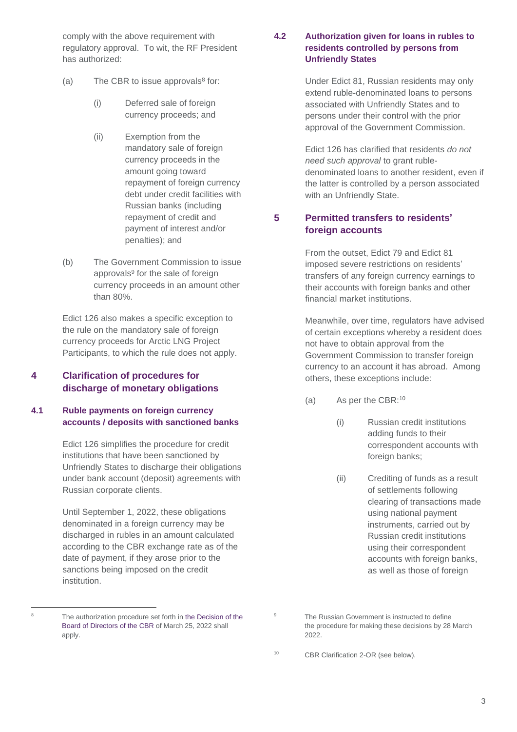comply with the above requirement with regulatory approval. To wit, the RF President has authorized:

(a) The CBR to issue approvals[8] for:

(i) Deferred sale of foreign currency proceeds; and

(ii) Exemption from the mandatory sale of foreign currency proceeds in the amount going toward repayment of foreign currency debt under credit facilities with Russian banks (including repayment of credit and payment of interest and/or penalties); and

(b) The Government Commission to issue approvals[9] for the sale of foreign currency proceeds in an amount other than 80%.

Edict 126 also makes a specific exception to the rule on the mandatory sale of foreign currency proceeds for Arctic LNG Project Participants, to which the rule does not apply.

## 4 Clarification of procedures for discharge of monetary obligations

### 4.1 Ruble payments on foreign currency accounts / deposits with sanctioned banks

Edict 126 simplifies the procedure for credit institutions that have been sanctioned by Unfriendly States to discharge their obligations under bank account (deposit) agreements with Russian corporate clients.

Until September 1, 2022, these obligations denominated in a foreign currency may be discharged in rubles in an amount calculated according to the CBR exchange rate as of the date of payment, if they arose prior to the sanctions being imposed on the credit institution.

### 4.2 Authorization given for loans in rubles to residents controlled by persons from Unfriendly States

Under Edict 81, Russian residents may only extend ruble-denominated loans to persons associated with Unfriendly States and to persons under their control with the prior approval of the Government Commission.

Edict 126 has clarified that residents *do not need such approval* to grant ruble-denominated loans to another resident, even if the latter is controlled by a person associated with an Unfriendly State.

## 5 Permitted transfers to residents' foreign accounts

From the outset, Edict 79 and Edict 81 imposed severe restrictions on residents' transfers of any foreign currency earnings to their accounts with foreign banks and other financial market institutions.

Meanwhile, over time, regulators have advised of certain exceptions whereby a resident does not have to obtain approval from the Government Commission to transfer foreign currency to an account it has abroad. Among others, these exceptions include:

(a) As per the CBR:[10]

(i) Russian credit institutions adding funds to their correspondent accounts with foreign banks;

(ii) Crediting of funds as a result of settlements following clearing of transactions made using national payment instruments, carried out by Russian credit institutions using their correspondent accounts with foreign banks, as well as those of foreign

---

[8] The authorization procedure set forth in the Decision of the Board of Directors of the CBR of March 25, 2022 shall apply.

[9] The Russian Government is instructed to define the procedure for making these decisions by 28 March 2022.

[10] CBR Clarification 2-OR (see below).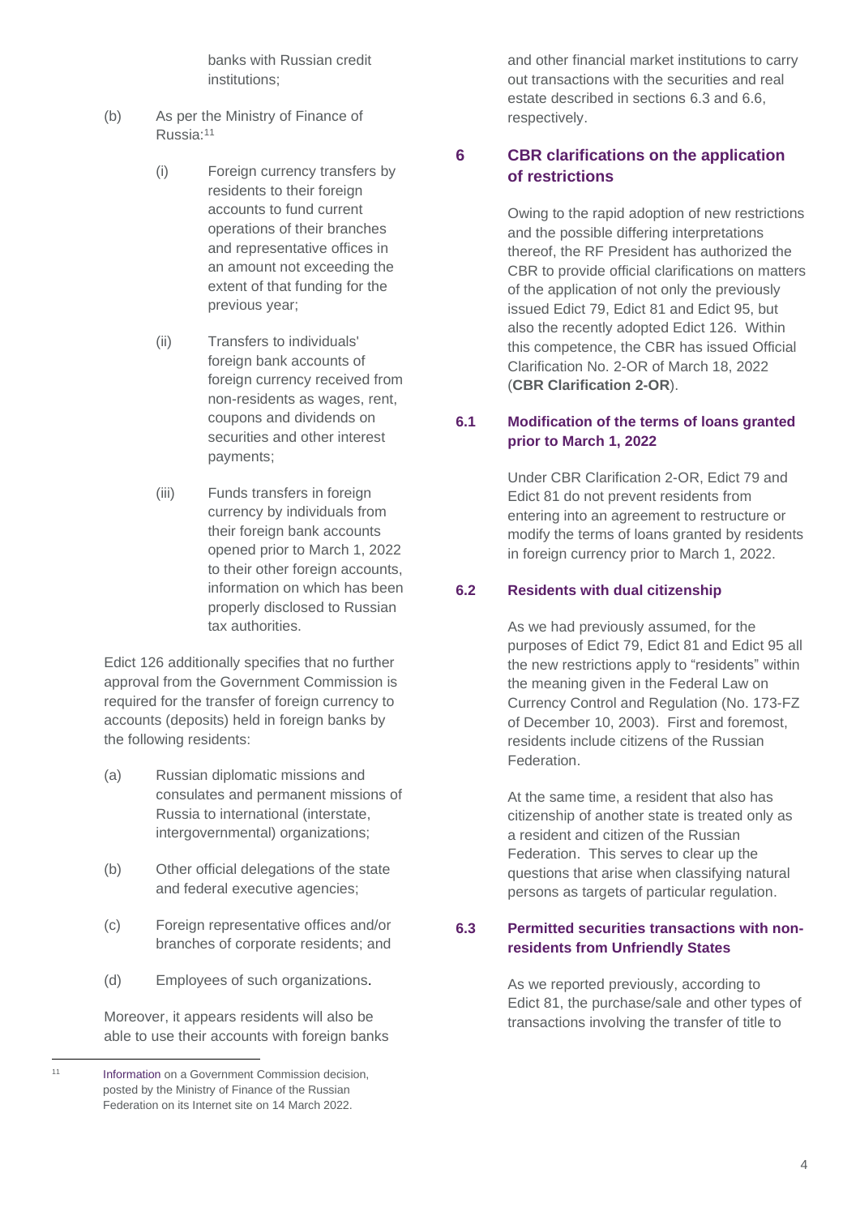banks with Russian credit institutions;

(b) As per the Ministry of Finance of Russia:[11]

(i) Foreign currency transfers by residents to their foreign accounts to fund current operations of their branches and representative offices in an amount not exceeding the extent of that funding for the previous year;

(ii) Transfers to individuals' foreign bank accounts of foreign currency received from non-residents as wages, rent, coupons and dividends on securities and other interest payments;

(iii) Funds transfers in foreign currency by individuals from their foreign bank accounts opened prior to March 1, 2022 to their other foreign accounts, information on which has been properly disclosed to Russian tax authorities.

Edict 126 additionally specifies that no further approval from the Government Commission is required for the transfer of foreign currency to accounts (deposits) held in foreign banks by the following residents:

(a) Russian diplomatic missions and consulates and permanent missions of Russia to international (interstate, intergovernmental) organizations;

(b) Other official delegations of the state and federal executive agencies;

(c) Foreign representative offices and/or branches of corporate residents; and

(d) Employees of such organizations.

Moreover, it appears residents will also be able to use their accounts with foreign banks and other financial market institutions to carry out transactions with the securities and real estate described in sections 6.3 and 6.6, respectively.

## 6 CBR clarifications on the application of restrictions

Owing to the rapid adoption of new restrictions and the possible differing interpretations thereof, the RF President has authorized the CBR to provide official clarifications on matters of the application of not only the previously issued Edict 79, Edict 81 and Edict 95, but also the recently adopted Edict 126. Within this competence, the CBR has issued Official Clarification No. 2-OR of March 18, 2022 (**CBR Clarification 2-OR**).

### 6.1 Modification of the terms of loans granted prior to March 1, 2022

Under CBR Clarification 2-OR, Edict 79 and Edict 81 do not prevent residents from entering into an agreement to restructure or modify the terms of loans granted by residents in foreign currency prior to March 1, 2022.

### 6.2 Residents with dual citizenship

As we had previously assumed, for the purposes of Edict 79, Edict 81 and Edict 95 all the new restrictions apply to "residents" within the meaning given in the Federal Law on Currency Control and Regulation (No. 173-FZ of December 10, 2003). First and foremost, residents include citizens of the Russian Federation.

At the same time, a resident that also has citizenship of another state is treated only as a resident and citizen of the Russian Federation. This serves to clear up the questions that arise when classifying natural persons as targets of particular regulation.

### 6.3 Permitted securities transactions with non-residents from Unfriendly States

As we reported previously, according to Edict 81, the purchase/sale and other types of transactions involving the transfer of title to

---

[11] Information on a Government Commission decision, posted by the Ministry of Finance of the Russian Federation on its Internet site on 14 March 2022.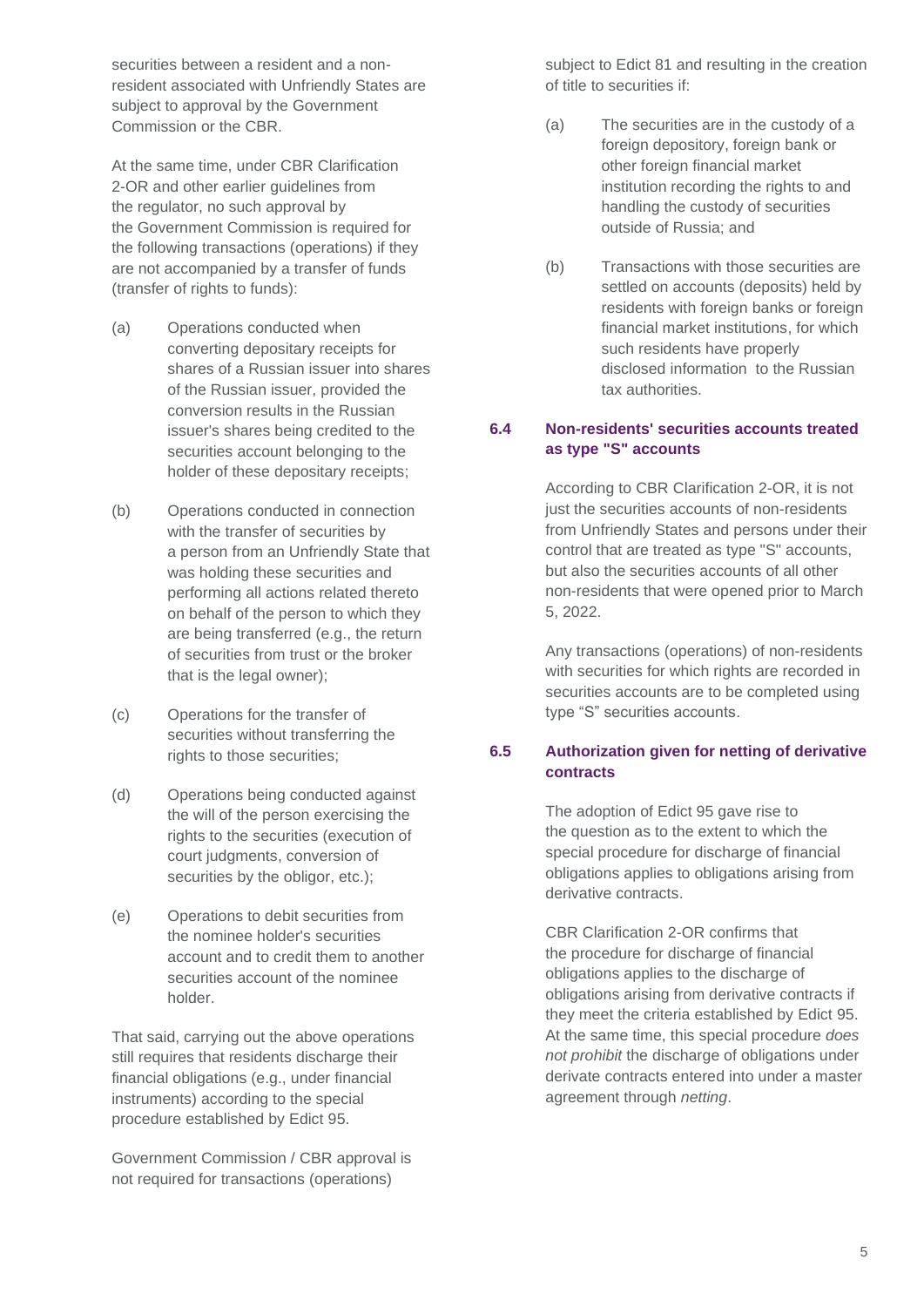securities between a resident and a non-resident associated with Unfriendly States are subject to approval by the Government Commission or the CBR.

At the same time, under CBR Clarification 2-OR and other earlier guidelines from the regulator, no such approval by the Government Commission is required for the following transactions (operations) if they are not accompanied by a transfer of funds (transfer of rights to funds):

(a) Operations conducted when converting depositary receipts for shares of a Russian issuer into shares of the Russian issuer, provided the conversion results in the Russian issuer's shares being credited to the securities account belonging to the holder of these depositary receipts;

(b) Operations conducted in connection with the transfer of securities by a person from an Unfriendly State that was holding these securities and performing all actions related thereto on behalf of the person to which they are being transferred (e.g., the return of securities from trust or the broker that is the legal owner);

(c) Operations for the transfer of securities without transferring the rights to those securities;

(d) Operations being conducted against the will of the person exercising the rights to the securities (execution of court judgments, conversion of securities by the obligor, etc.);

(e) Operations to debit securities from the nominee holder's securities account and to credit them to another securities account of the nominee holder.

That said, carrying out the above operations still requires that residents discharge their financial obligations (e.g., under financial instruments) according to the special procedure established by Edict 95.

Government Commission / CBR approval is not required for transactions (operations) subject to Edict 81 and resulting in the creation of title to securities if:

(a) The securities are in the custody of a foreign depository, foreign bank or other foreign financial market institution recording the rights to and handling the custody of securities outside of Russia; and

(b) Transactions with those securities are settled on accounts (deposits) held by residents with foreign banks or foreign financial market institutions, for which such residents have properly disclosed information to the Russian tax authorities.

### 6.4 Non-residents' securities accounts treated as type "S" accounts

According to CBR Clarification 2-OR, it is not just the securities accounts of non-residents from Unfriendly States and persons under their control that are treated as type "S" accounts, but also the securities accounts of all other non-residents that were opened prior to March 5, 2022.

Any transactions (operations) of non-residents with securities for which rights are recorded in securities accounts are to be completed using type "S" securities accounts.

### 6.5 Authorization given for netting of derivative contracts

The adoption of Edict 95 gave rise to the question as to the extent to which the special procedure for discharge of financial obligations applies to obligations arising from derivative contracts.

CBR Clarification 2-OR confirms that the procedure for discharge of financial obligations applies to the discharge of obligations arising from derivative contracts if they meet the criteria established by Edict 95. At the same time, this special procedure *does not prohibit* the discharge of obligations under derivate contracts entered into under a master agreement through *netting*.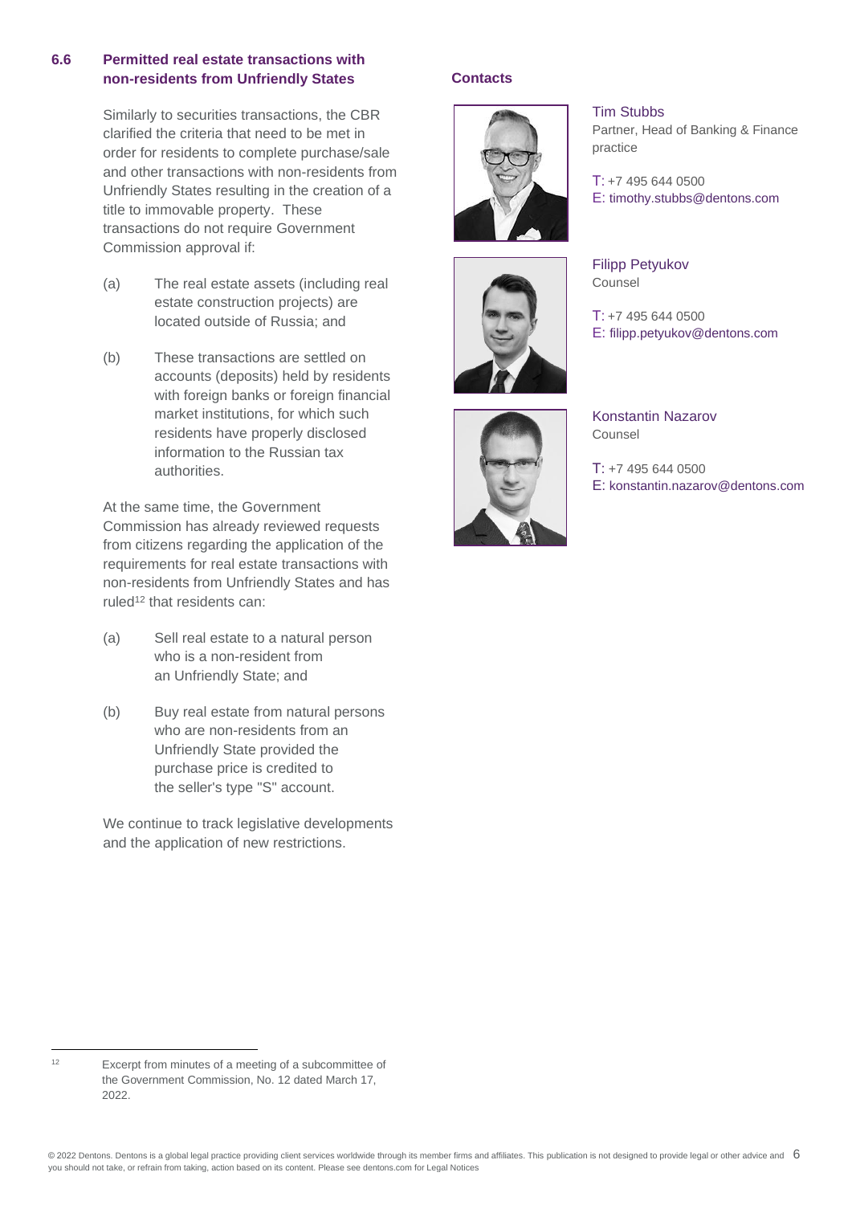### 6.6 Permitted real estate transactions with non-residents from Unfriendly States

Similarly to securities transactions, the CBR clarified the criteria that need to be met in order for residents to complete purchase/sale and other transactions with non-residents from Unfriendly States resulting in the creation of a title to immovable property. These transactions do not require Government Commission approval if:

(a) The real estate assets (including real estate construction projects) are located outside of Russia; and

(b) These transactions are settled on accounts (deposits) held by residents with foreign banks or foreign financial market institutions, for which such residents have properly disclosed information to the Russian tax authorities.

At the same time, the Government Commission has already reviewed requests from citizens regarding the application of the requirements for real estate transactions with non-residents from Unfriendly States and has ruled[12] that residents can:

(a) Sell real estate to a natural person who is a non-resident from an Unfriendly State; and

(b) Buy real estate from natural persons who are non-residents from an Unfriendly State provided the purchase price is credited to the seller's type "S" account.

We continue to track legislative developments and the application of new restrictions.

**Contacts**

Tim Stubbs
Partner, Head of Banking & Finance practice

T: +7 495 644 0500
E: timothy.stubbs@dentons.com

Filipp Petyukov
Counsel

T: +7 495 644 0500
E: filipp.petyukov@dentons.com

Konstantin Nazarov
Counsel

T: +7 495 644 0500
E: konstantin.nazarov@dentons.com

---

[12] Excerpt from minutes of a meeting of a subcommittee of the Government Commission, No. 12 dated March 17, 2022.

© 2022 Dentons. Dentons is a global legal practice providing client services worldwide through its member firms and affiliates. This publication is not designed to provide legal or other advice and you should not take, or refrain from taking, action based on its content. Please see dentons.com for Legal Notices